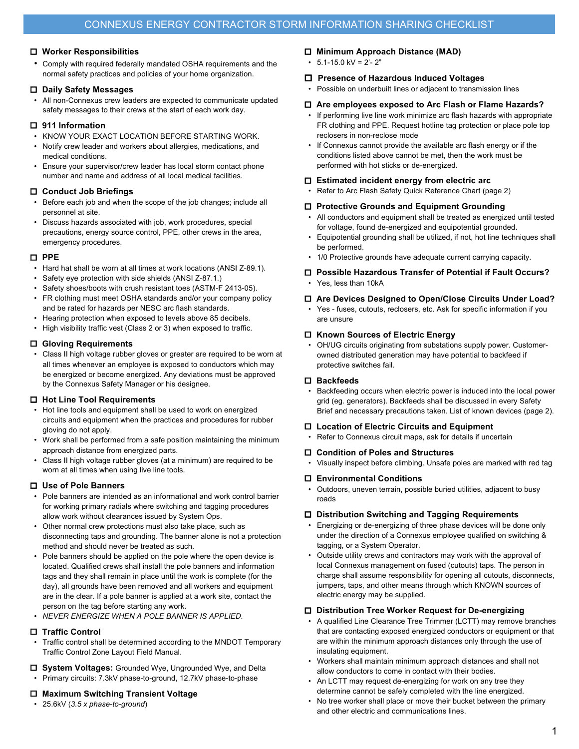# CONNEXUS ENERGY CONTRACTOR STORM INFORMATION SHARING CHECKLIST

### ☐ Worker Responsibilities

- Comply with required federally mandated OSHA requirements and the normal safety practices and policies of your home organization.

### ☐ Daily Safety Messages

- All non-Connexus crew leaders are expected to communicate updated safety messages to their crews at the start of each work day.

### ☐ 911 Information

- KNOW YOUR EXACT LOCATION BEFORE STARTING WORK.
- Notify crew leader and workers about allergies, medications, and medical conditions.
- Ensure your supervisor/crew leader has local storm contact phone number and name and address of all local medical facilities.

### ☐ Conduct Job Briefings

- Before each job and when the scope of the job changes; include all personnel at site.
- Discuss hazards associated with job, work procedures, special precautions, energy source control, PPE, other crews in the area, emergency procedures.

### ☐ PPE

- Hard hat shall be worn at all times at work locations (ANSI Z-89.1).
- Safety eye protection with side shields (ANSI Z-87.1.)
- Safety shoes/boots with crush resistant toes (ASTM-F 2413-05).
- FR clothing must meet OSHA standards and/or your company policy and be rated for hazards per NESC arc flash standards.
- Hearing protection when exposed to levels above 85 decibels.
- High visibility traffic vest (Class 2 or 3) when exposed to traffic.

### ☐ Gloving Requirements

- Class II high voltage rubber gloves or greater are required to be worn at all times whenever an employee is exposed to conductors which may be energized or become energized. Any deviations must be approved by the Connexus Safety Manager or his designee.

### ☐ Hot Line Tool Requirements

- Hot line tools and equipment shall be used to work on energized circuits and equipment when the practices and procedures for rubber gloving do not apply.
- Work shall be performed from a safe position maintaining the minimum approach distance from energized parts.
- Class II high voltage rubber gloves (at a minimum) are required to be worn at all times when using live line tools.

### ☐ Use of Pole Banners

- Pole banners are intended as an informational and work control barrier for working primary radials where switching and tagging procedures allow work without clearances issued by System Ops.
- Other normal crew protections must also take place, such as disconnecting taps and grounding. The banner alone is not a protection method and should never be treated as such.
- Pole banners should be applied on the pole where the open device is located. Qualified crews shall install the pole banners and information tags and they shall remain in place until the work is complete (for the day), all grounds have been removed and all workers and equipment are in the clear. If a pole banner is applied at a work site, contact the person on the tag before starting any work.
- *NEVER ENERGIZE WHEN A POLE BANNER IS APPLIED.*

### ☐ Traffic Control

- Traffic control shall be determined according to the MNDOT Temporary Traffic Control Zone Layout Field Manual.

### ☐ System Voltages: Grounded Wye, Ungrounded Wye, and Delta

- Primary circuits: 7.3kV phase-to-ground, 12.7kV phase-to-phase

### ☐ Maximum Switching Transient Voltage

- 25.6kV (*3.5 x phase-to-ground*)

### ☐ Minimum Approach Distance (MAD)

- 5.1-15.0 kV = 2'- 2"

### ☐ Presence of Hazardous Induced Voltages

- Possible on underbuilt lines or adjacent to transmission lines

### ☐ Are employees exposed to Arc Flash or Flame Hazards?

- If performing live line work minimize arc flash hazards with appropriate FR clothing and PPE. Request hotline tag protection or place pole top reclosers in non-reclose mode
- If Connexus cannot provide the available arc flash energy or if the conditions listed above cannot be met, then the work must be performed with hot sticks or de-energized.

### ☐ Estimated incident energy from electric arc

- Refer to Arc Flash Safety Quick Reference Chart (page 2)

### ☐ Protective Grounds and Equipment Grounding

- All conductors and equipment shall be treated as energized until tested for voltage, found de-energized and equipotential grounded.
- Equipotential grounding shall be utilized, if not, hot line techniques shall be performed.
- 1/0 Protective grounds have adequate current carrying capacity.

### ☐ Possible Hazardous Transfer of Potential if Fault Occurs?

- Yes, less than 10kA

### ☐ Are Devices Designed to Open/Close Circuits Under Load?

- Yes - fuses, cutouts, reclosers, etc. Ask for specific information if you are unsure

### ☐ Known Sources of Electric Energy

- OH/UG circuits originating from substations supply power. Customer-owned distributed generation may have potential to backfeed if protective switches fail.

### ☐ Backfeeds

- Backfeeding occurs when electric power is induced into the local power grid (eg. generators). Backfeeds shall be discussed in every Safety Brief and necessary precautions taken. List of known devices (page 2).

### ☐ Location of Electric Circuits and Equipment

- Refer to Connexus circuit maps, ask for details if uncertain

### ☐ Condition of Poles and Structures

- Visually inspect before climbing. Unsafe poles are marked with red tag

### ☐ Environmental Conditions

- Outdoors, uneven terrain, possible buried utilities, adjacent to busy roads

### ☐ Distribution Switching and Tagging Requirements

- Energizing or de-energizing of three phase devices will be done only under the direction of a Connexus employee qualified on switching & tagging, or a System Operator.
- Outside utility crews and contractors may work with the approval of local Connexus management on fused (cutouts) taps. The person in charge shall assume responsibility for opening all cutouts, disconnects, jumpers, taps, and other means through which KNOWN sources of electric energy may be supplied.

### ☐ Distribution Tree Worker Request for De-energizing

- A qualified Line Clearance Tree Trimmer (LCTT) may remove branches that are contacting exposed energized conductors or equipment or that are within the minimum approach distances only through the use of insulating equipment.
- Workers shall maintain minimum approach distances and shall not allow conductors to come in contact with their bodies.
- An LCTT may request de-energizing for work on any tree they determine cannot be safely completed with the line energized.
- No tree worker shall place or move their bucket between the primary and other electric and communications lines.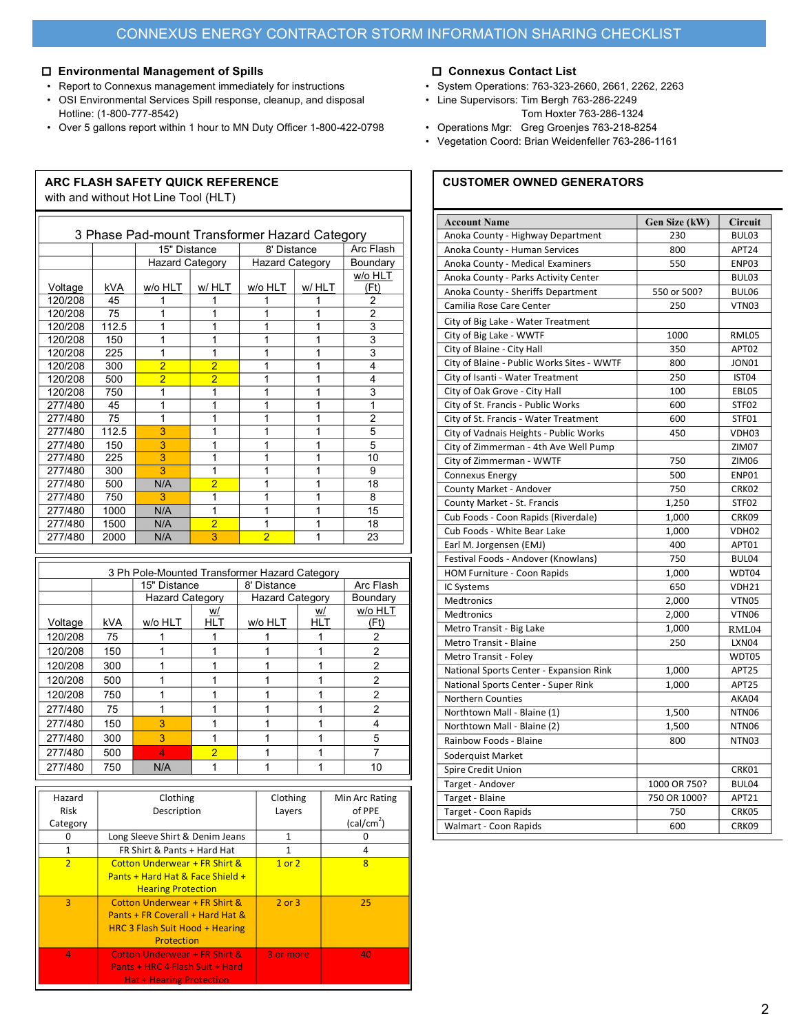# CONNEXUS ENERGY CONTRACTOR STORM INFORMATION SHARING CHECKLIST

## ☐ Environmental Management of Spills

- Report to Connexus management immediately for instructions
- OSI Environmental Services Spill response, cleanup, and disposal Hotline: (1-800-777-8542)
- Over 5 gallons report within 1 hour to MN Duty Officer 1-800-422-0798

## ☐ Connexus Contact List

- System Operations: 763-323-2660, 2661, 2262, 2263
- Line Supervisors: Tim Bergh 763-286-2249
  Tom Hoxter 763-286-1324
- Operations Mgr: Greg Groenjes 763-218-8254
- Vegetation Coord: Brian Weidenfeller 763-286-1161

## ARC FLASH SAFETY QUICK REFERENCE

with and without Hot Line Tool (HLT)

**3 Phase Pad-mount Transformer Hazard Category**

| | | 15" Distance Hazard Category | | 8' Distance Hazard Category | | Arc Flash Boundary |
|---|---|---|---|---|---|---|
| Voltage | kVA | w/o HLT | w/ HLT | w/o HLT | w/ HLT | w/o HLT (Ft) |
| 120/208 | 45 | 1 | 1 | 1 | 1 | 2 |
| 120/208 | 75 | 1 | 1 | 1 | 1 | 2 |
| 120/208 | 112.5 | 1 | 1 | 1 | 1 | 3 |
| 120/208 | 150 | 1 | 1 | 1 | 1 | 3 |
| 120/208 | 225 | 1 | 1 | 1 | 1 | 3 |
| 120/208 | 300 | 2 | 2 | 1 | 1 | 4 |
| 120/208 | 500 | 2 | 2 | 1 | 1 | 4 |
| 120/208 | 750 | 1 | 1 | 1 | 1 | 3 |
| 277/480 | 45 | 1 | 1 | 1 | 1 | 1 |
| 277/480 | 75 | 1 | 1 | 1 | 1 | 2 |
| 277/480 | 112.5 | 3 | 1 | 1 | 1 | 5 |
| 277/480 | 150 | 3 | 1 | 1 | 1 | 5 |
| 277/480 | 225 | 3 | 1 | 1 | 1 | 10 |
| 277/480 | 300 | 3 | 1 | 1 | 1 | 9 |
| 277/480 | 500 | N/A | 2 | 1 | 1 | 18 |
| 277/480 | 750 | 3 | 1 | 1 | 1 | 8 |
| 277/480 | 1000 | N/A | 1 | 1 | 1 | 15 |
| 277/480 | 1500 | N/A | 2 | 1 | 1 | 18 |
| 277/480 | 2000 | N/A | 3 | 2 | 1 | 23 |

**3 Ph Pole-Mounted Transformer Hazard Category**

| | | 15" Distance Hazard Category | | 8' Distance Hazard Category | | Arc Flash Boundary |
|---|---|---|---|---|---|---|
| Voltage | kVA | w/o HLT | w/ HLT | w/o HLT | w/ HLT | w/o HLT (Ft) |
| 120/208 | 75 | 1 | 1 | 1 | 1 | 2 |
| 120/208 | 150 | 1 | 1 | 1 | 1 | 2 |
| 120/208 | 300 | 1 | 1 | 1 | 1 | 2 |
| 120/208 | 500 | 1 | 1 | 1 | 1 | 2 |
| 120/208 | 750 | 1 | 1 | 1 | 1 | 2 |
| 277/480 | 75 | 1 | 1 | 1 | 1 | 2 |
| 277/480 | 150 | 3 | 1 | 1 | 1 | 4 |
| 277/480 | 300 | 3 | 1 | 1 | 1 | 5 |
| 277/480 | 500 | 4 | 2 | 1 | 1 | 7 |
| 277/480 | 750 | N/A | 1 | 1 | 1 | 10 |

| Hazard Risk Category | Clothing Description | Clothing Layers | Min Arc Rating of PPE (cal/cm$^2$) |
|---|---|---|---|
| 0 | Long Sleeve Shirt & Denim Jeans | 1 | 0 |
| 1 | FR Shirt & Pants + Hard Hat | 1 | 4 |
| 2 | Cotton Underwear + FR Shirt & Pants + Hard Hat & Face Shield + Hearing Protection | 1 or 2 | 8 |
| 3 | Cotton Underwear + FR Shirt & Pants + FR Coverall + Hard Hat & HRC 3 Flash Suit Hood + Hearing Protection | 2 or 3 | 25 |
| 4 | Cotton Underwear + FR Shirt & Pants + HRC 4 Flash Suit + Hard Hat + Hearing Protection | 3 or more | 40 |

## CUSTOMER OWNED GENERATORS

| Account Name | Gen Size (kW) | Circuit |
|---|---|---|
| Anoka County - Highway Department | 230 | BUL03 |
| Anoka County - Human Services | 800 | APT24 |
| Anoka County - Medical Examiners | 550 | ENP03 |
| Anoka County - Parks Activity Center | | BUL03 |
| Anoka County - Sheriffs Department | 550 or 500? | BUL06 |
| Camilia Rose Care Center | 250 | VTN03 |
| City of Big Lake - Water Treatment | | |
| City of Big Lake - WWTF | 1000 | RML05 |
| City of Blaine - City Hall | 350 | APT02 |
| City of Blaine - Public Works Sites - WWTF | 800 | JON01 |
| City of Isanti - Water Treatment | 250 | IST04 |
| City of Oak Grove - City Hall | 100 | EBL05 |
| City of St. Francis - Public Works | 600 | STF02 |
| City of St. Francis - Water Treatment | 600 | STF01 |
| City of Vadnais Heights - Public Works | 450 | VDH03 |
| City of Zimmerman - 4th Ave Well Pump | | ZIM07 |
| City of Zimmerman - WWTF | 750 | ZIM06 |
| Connexus Energy | 500 | ENP01 |
| County Market - Andover | 750 | CRK02 |
| County Market - St. Francis | 1,250 | STF02 |
| Cub Foods - Coon Rapids (Riverdale) | 1,000 | CRK09 |
| Cub Foods - White Bear Lake | 1,000 | VDH02 |
| Earl M. Jorgensen (EMJ) | 400 | APT01 |
| Festival Foods - Andover (Knowlans) | 750 | BUL04 |
| HOM Furniture - Coon Rapids | 1,000 | WDT04 |
| IC Systems | 650 | VDH21 |
| Medtronics | 2,000 | VTN05 |
| Medtronics | 2,000 | VTN06 |
| Metro Transit - Big Lake | 1,000 | RML04 |
| Metro Transit - Blaine | 250 | LXN04 |
| Metro Transit - Foley | | WDT05 |
| National Sports Center - Expansion Rink | 1,000 | APT25 |
| National Sports Center - Super Rink | 1,000 | APT25 |
| Northern Counties | | AKA04 |
| Northtown Mall - Blaine (1) | 1,500 | NTN06 |
| Northtown Mall - Blaine (2) | 1,500 | NTN06 |
| Rainbow Foods - Blaine | 800 | NTN03 |
| Soderquist Market | | |
| Spire Credit Union | | CRK01 |
| Target - Andover | 1000 OR 750? | BUL04 |
| Target - Blaine | 750 OR 1000? | APT21 |
| Target - Coon Rapids | 750 | CRK05 |
| Walmart - Coon Rapids | 600 | CRK09 |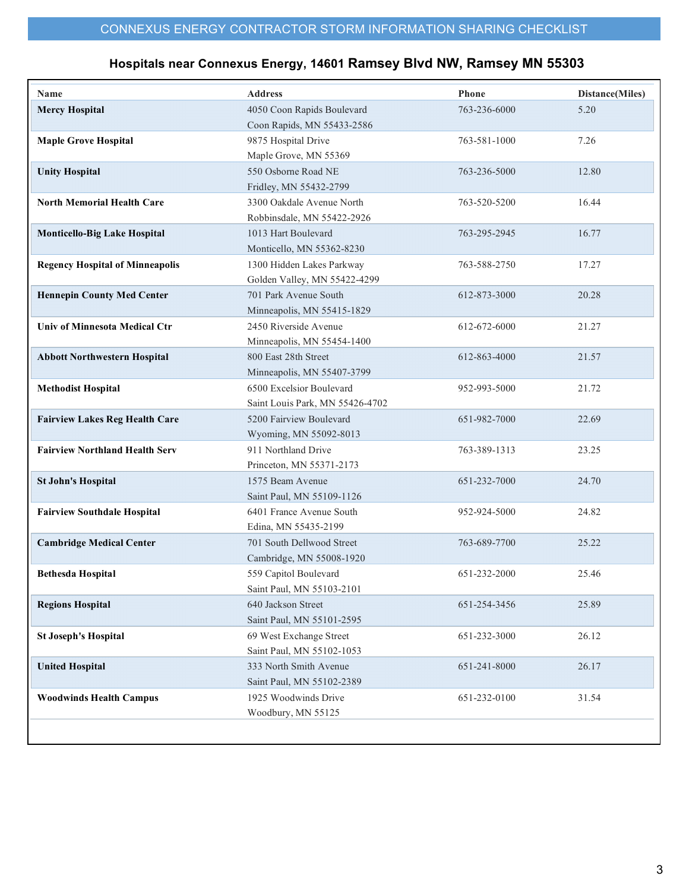# CONNEXUS ENERGY CONTRACTOR STORM INFORMATION SHARING CHECKLIST

## Hospitals near Connexus Energy, 14601 Ramsey Blvd NW, Ramsey MN 55303

| Name | Address | Phone | Distance(Miles) |
|---|---|---|---|
| **Mercy Hospital** | 4050 Coon Rapids Boulevard Coon Rapids, MN 55433-2586 | 763-236-6000 | 5.20 |
| **Maple Grove Hospital** | 9875 Hospital Drive Maple Grove, MN 55369 | 763-581-1000 | 7.26 |
| **Unity Hospital** | 550 Osborne Road NE Fridley, MN 55432-2799 | 763-236-5000 | 12.80 |
| **North Memorial Health Care** | 3300 Oakdale Avenue North Robbinsdale, MN 55422-2926 | 763-520-5200 | 16.44 |
| **Monticello-Big Lake Hospital** | 1013 Hart Boulevard Monticello, MN 55362-8230 | 763-295-2945 | 16.77 |
| **Regency Hospital of Minneapolis** | 1300 Hidden Lakes Parkway Golden Valley, MN 55422-4299 | 763-588-2750 | 17.27 |
| **Hennepin County Med Center** | 701 Park Avenue South Minneapolis, MN 55415-1829 | 612-873-3000 | 20.28 |
| **Univ of Minnesota Medical Ctr** | 2450 Riverside Avenue Minneapolis, MN 55454-1400 | 612-672-6000 | 21.27 |
| **Abbott Northwestern Hospital** | 800 East 28th Street Minneapolis, MN 55407-3799 | 612-863-4000 | 21.57 |
| **Methodist Hospital** | 6500 Excelsior Boulevard Saint Louis Park, MN 55426-4702 | 952-993-5000 | 21.72 |
| **Fairview Lakes Reg Health Care** | 5200 Fairview Boulevard Wyoming, MN 55092-8013 | 651-982-7000 | 22.69 |
| **Fairview Northland Health Serv** | 911 Northland Drive Princeton, MN 55371-2173 | 763-389-1313 | 23.25 |
| **St John's Hospital** | 1575 Beam Avenue Saint Paul, MN 55109-1126 | 651-232-7000 | 24.70 |
| **Fairview Southdale Hospital** | 6401 France Avenue South Edina, MN 55435-2199 | 952-924-5000 | 24.82 |
| **Cambridge Medical Center** | 701 South Dellwood Street Cambridge, MN 55008-1920 | 763-689-7700 | 25.22 |
| **Bethesda Hospital** | 559 Capitol Boulevard Saint Paul, MN 55103-2101 | 651-232-2000 | 25.46 |
| **Regions Hospital** | 640 Jackson Street Saint Paul, MN 55101-2595 | 651-254-3456 | 25.89 |
| **St Joseph's Hospital** | 69 West Exchange Street Saint Paul, MN 55102-1053 | 651-232-3000 | 26.12 |
| **United Hospital** | 333 North Smith Avenue Saint Paul, MN 55102-2389 | 651-241-8000 | 26.17 |
| **Woodwinds Health Campus** | 1925 Woodwinds Drive Woodbury, MN 55125 | 651-232-0100 | 31.54 |